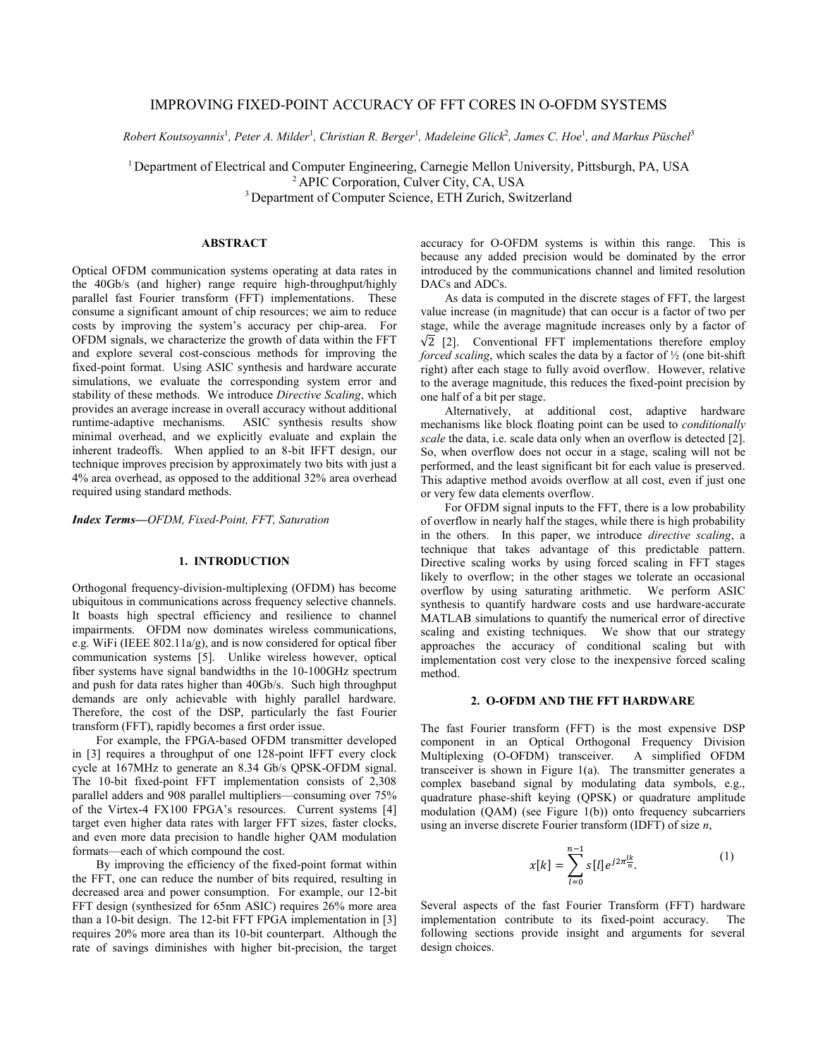# IMPROVING FIXED-POINT ACCURACY OF FFT CORES IN O-OFDM SYSTEMS

*Robert Koutsoyannis*[1], *Peter A. Milder*[1], *Christian R. Berger*[1], *Madeleine Glick*[2], *James C. Hoe*[1], *and Markus Püschel*[3]

[1] Department of Electrical and Computer Engineering, Carnegie Mellon University, Pittsburgh, PA, USA
[2] APIC Corporation, Culver City, CA, USA
[3] Department of Computer Science, ETH Zurich, Switzerland

## ABSTRACT

Optical OFDM communication systems operating at data rates in the 40Gb/s (and higher) range require high-throughput/highly parallel fast Fourier transform (FFT) implementations. These consume a significant amount of chip resources; we aim to reduce costs by improving the system's accuracy per chip-area. For OFDM signals, we characterize the growth of data within the FFT and explore several cost-conscious methods for improving the fixed-point format. Using ASIC synthesis and hardware accurate simulations, we evaluate the corresponding system error and stability of these methods. We introduce *Directive Scaling*, which provides an average increase in overall accuracy without additional runtime-adaptive mechanisms. ASIC synthesis results show minimal overhead, and we explicitly evaluate and explain the inherent tradeoffs. When applied to an 8-bit IFFT design, our technique improves precision by approximately two bits with just a 4% area overhead, as opposed to the additional 32% area overhead required using standard methods.

***Index Terms*—*OFDM, Fixed-Point, FFT, Saturation***

## 1. INTRODUCTION

Orthogonal frequency-division-multiplexing (OFDM) has become ubiquitous in communications across frequency selective channels. It boasts high spectral efficiency and resilience to channel impairments. OFDM now dominates wireless communications, e.g. WiFi (IEEE 802.11a/g), and is now considered for optical fiber communication systems [5]. Unlike wireless however, optical fiber systems have signal bandwidths in the 10-100GHz spectrum and push for data rates higher than 40Gb/s. Such high throughput demands are only achievable with highly parallel hardware. Therefore, the cost of the DSP, particularly the fast Fourier transform (FFT), rapidly becomes a first order issue.

For example, the FPGA-based OFDM transmitter developed in [3] requires a throughput of one 128-point IFFT every clock cycle at 167MHz to generate an 8.34 Gb/s QPSK-OFDM signal. The 10-bit fixed-point FFT implementation consists of 2,308 parallel adders and 908 parallel multipliers—consuming over 75% of the Virtex-4 FX100 FPGA's resources. Current systems [4] target even higher data rates with larger FFT sizes, faster clocks, and even more data precision to handle higher QAM modulation formats—each of which compound the cost.

By improving the efficiency of the fixed-point format within the FFT, one can reduce the number of bits required, resulting in decreased area and power consumption. For example, our 12-bit FFT design (synthesized for 65nm ASIC) requires 26% more area than a 10-bit design. The 12-bit FFT FPGA implementation in [3] requires 20% more area than its 10-bit counterpart. Although the rate of savings diminishes with higher bit-precision, the target accuracy for O-OFDM systems is within this range. This is because any added precision would be dominated by the error introduced by the communications channel and limited resolution DACs and ADCs.

As data is computed in the discrete stages of FFT, the largest value increase (in magnitude) that can occur is a factor of two per stage, while the average magnitude increases only by a factor of $\sqrt{2}$ [2]. Conventional FFT implementations therefore employ *forced scaling*, which scales the data by a factor of ½ (one bit-shift right) after each stage to fully avoid overflow. However, relative to the average magnitude, this reduces the fixed-point precision by one half of a bit per stage.

Alternatively, at additional cost, adaptive hardware mechanisms like block floating point can be used to *conditionally scale* the data, i.e. scale data only when an overflow is detected [2]. So, when overflow does not occur in a stage, scaling will not be performed, and the least significant bit for each value is preserved. This adaptive method avoids overflow at all cost, even if just one or very few data elements overflow.

For OFDM signal inputs to the FFT, there is a low probability of overflow in nearly half the stages, while there is high probability in the others. In this paper, we introduce *directive scaling*, a technique that takes advantage of this predictable pattern. Directive scaling works by using forced scaling in FFT stages likely to overflow; in the other stages we tolerate an occasional overflow by using saturating arithmetic. We perform ASIC synthesis to quantify hardware costs and use hardware-accurate MATLAB simulations to quantify the numerical error of directive scaling and existing techniques. We show that our strategy approaches the accuracy of conditional scaling but with implementation cost very close to the inexpensive forced scaling method.

## 2. O-OFDM AND THE FFT HARDWARE

The fast Fourier transform (FFT) is the most expensive DSP component in an Optical Orthogonal Frequency Division Multiplexing (O-OFDM) transceiver. A simplified OFDM transceiver is shown in Figure 1(a). The transmitter generates a complex baseband signal by modulating data symbols, e.g., quadrature phase-shift keying (QPSK) or quadrature amplitude modulation (QAM) (see Figure 1(b)) onto frequency subcarriers using an inverse discrete Fourier transform (IDFT) of size *n*,

$$x[k] = \sum_{l=0}^{n-1} s[l] e^{j2\pi\frac{lk}{n}}. \tag{1}$$

Several aspects of the fast Fourier Transform (FFT) hardware implementation contribute to its fixed-point accuracy. The following sections provide insight and arguments for several design choices.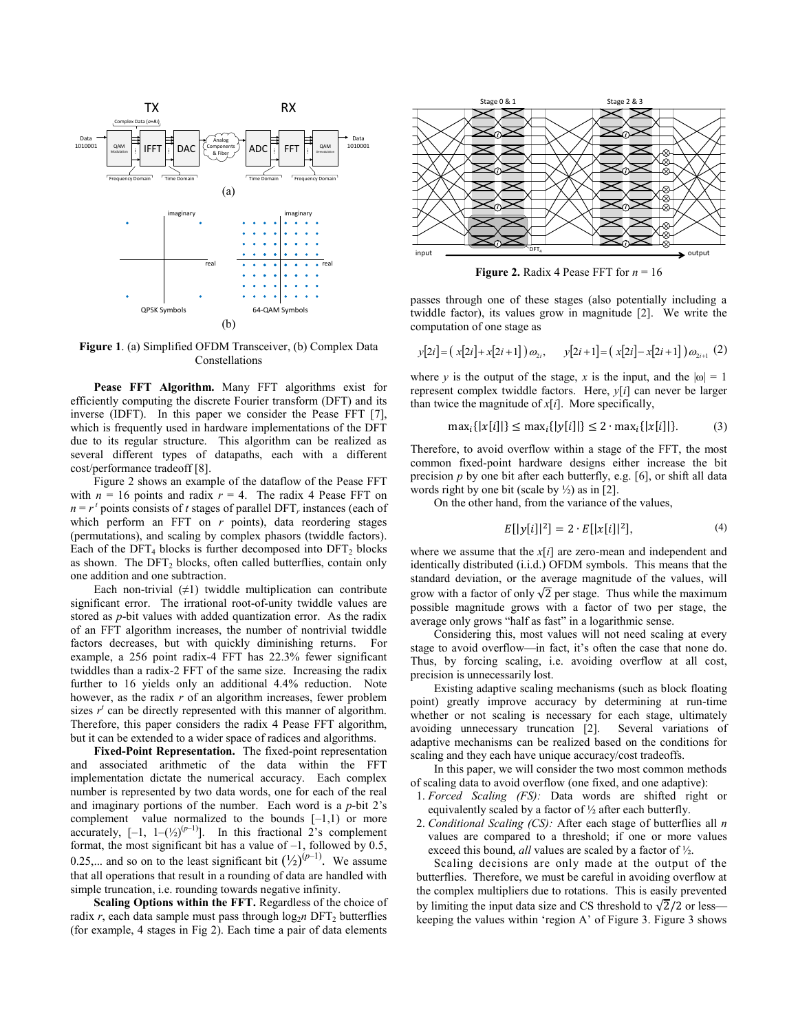**Figure 1**. (a) Simplified OFDM Transceiver, (b) Complex Data Constellations

**Pease FFT Algorithm.** Many FFT algorithms exist for efficiently computing the discrete Fourier transform (DFT) and its inverse (IDFT). In this paper we consider the Pease FFT [7], which is frequently used in hardware implementations of the DFT due to its regular structure. This algorithm can be realized as several different types of datapaths, each with a different cost/performance tradeoff [8].

Figure 2 shows an example of the dataflow of the Pease FFT with $n = 16$ points and radix $r = 4$. The radix 4 Pease FFT on $n = r^t$ points consists of $t$ stages of parallel DFT$_r$ instances (each of which perform an FFT on $r$ points), data reordering stages (permutations), and scaling by complex phasors (twiddle factors). Each of the DFT$_4$ blocks is further decomposed into DFT$_2$ blocks as shown. The DFT$_2$ blocks, often called butterflies, contain only one addition and one subtraction.

Each non-trivial (≠1) twiddle multiplication can contribute significant error. The irrational root-of-unity twiddle values are stored as $p$-bit values with added quantization error. As the radix of an FFT algorithm increases, the number of nontrivial twiddle factors decreases, but with quickly diminishing returns. For example, a 256 point radix-4 FFT has 22.3% fewer significant twiddles than a radix-2 FFT of the same size. Increasing the radix further to 16 yields only an additional 4.4% reduction. Note however, as the radix $r$ of an algorithm increases, fewer problem sizes $r^t$ can be directly represented with this manner of algorithm. Therefore, this paper considers the radix 4 Pease FFT algorithm, but it can be extended to a wider space of radices and algorithms.

**Fixed-Point Representation.** The fixed-point representation and associated arithmetic of the data within the FFT implementation dictate the numerical accuracy. Each complex number is represented by two data words, one for each of the real and imaginary portions of the number. Each word is a $p$-bit 2's complement value normalized to the bounds $[-1,1)$ or more accurately, $[-1,\ 1-(½)^{(p-1)}]$. In this fractional 2's complement format, the most significant bit has a value of –1, followed by 0.5, 0.25,... and so on to the least significant bit $(½)^{(p-1)}$. We assume that all operations that result in a rounding of data are handled with simple truncation, i.e. rounding towards negative infinity.

**Scaling Options within the FFT.** Regardless of the choice of radix $r$, each data sample must pass through $\log_2 n$ DFT$_2$ butterflies (for example, 4 stages in Fig 2). Each time a pair of data elements passes through one of these stages (also potentially including a twiddle factor), its values grow in magnitude [2]. We write the computation of one stage as

**Figure 2.** Radix 4 Pease FFT for $n = 16$

$$y[2i] = \left(x[2i] + x[2i+1]\right)\omega_{2i}, \qquad y[2i+1] = \left(x[2i] - x[2i+1]\right)\omega_{2i+1} \quad (2)$$

where $y$ is the output of the stage, $x$ is the input, and the $|\omega| = 1$ represent complex twiddle factors. Here, $y[i]$ can never be larger than twice the magnitude of $x[i]$. More specifically,

$$\max_i\{|x[i]|\} \le \max_i\{|y[i]|\} \le 2 \cdot \max_i\{|x[i]|\}. \quad (3)$$

Therefore, to avoid overflow within a stage of the FFT, the most common fixed-point hardware designs either increase the bit precision $p$ by one bit after each butterfly, e.g. [6], or shift all data words right by one bit (scale by ½) as in [2].

On the other hand, from the variance of the values,

$$E[|y[i]|^2] = 2 \cdot E[|x[i]|^2], \quad (4)$$

where we assume that the $x[i]$ are zero-mean and independent and identically distributed (i.i.d.) OFDM symbols. This means that the standard deviation, or the average magnitude of the values, will grow with a factor of only $\sqrt{2}$ per stage. Thus while the maximum possible magnitude grows with a factor of two per stage, the average only grows "half as fast" in a logarithmic sense.

Considering this, most values will not need scaling at every stage to avoid overflow—in fact, it's often the case that none do. Thus, by forcing scaling, i.e. avoiding overflow at all cost, precision is unnecessarily lost.

Existing adaptive scaling mechanisms (such as block floating point) greatly improve accuracy by determining at run-time whether or not scaling is necessary for each stage, ultimately avoiding unnecessary truncation [2]. Several variations of adaptive mechanisms can be realized based on the conditions for scaling and they each have unique accuracy/cost tradeoffs.

In this paper, we will consider the two most common methods of scaling data to avoid overflow (one fixed, and one adaptive):

1. *Forced Scaling (FS):* Data words are shifted right or equivalently scaled by a factor of ½ after each butterfly.
2. *Conditional Scaling (CS):* After each stage of butterflies all $n$ values are compared to a threshold; if one or more values exceed this bound, *all* values are scaled by a factor of ½.

Scaling decisions are only made at the output of the butterflies. Therefore, we must be careful in avoiding overflow at the complex multipliers due to rotations. This is easily prevented by limiting the input data size and CS threshold to $\sqrt{2}/2$ or less—keeping the values within 'region A' of Figure 3. Figure 3 shows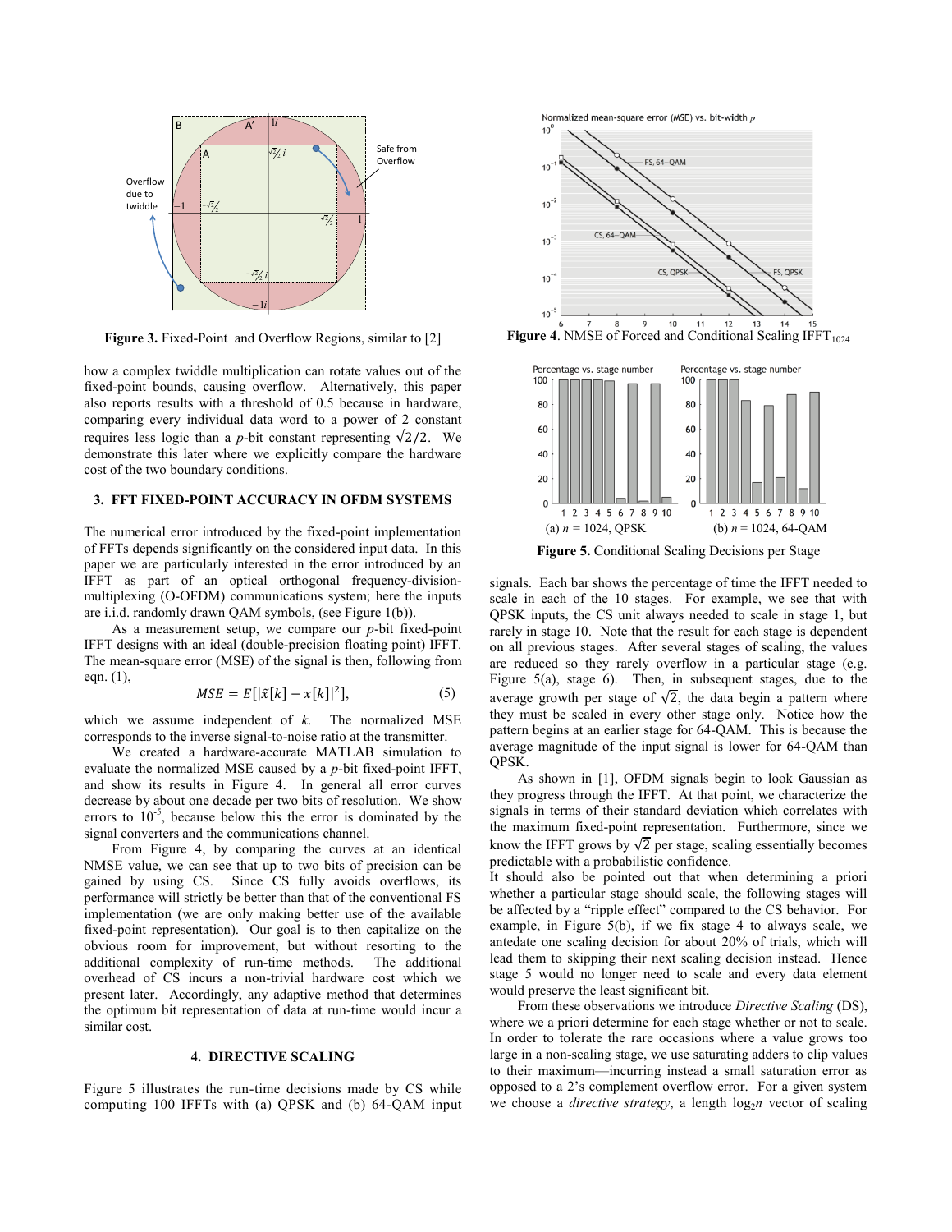Figure 3. Fixed-Point and Overflow Regions, similar to [2]

Figure 4. NMSE of Forced and Conditional Scaling IFFT$_{1024}$

(a) $n$ = 1024, QPSK (b) $n$ = 1024, 64-QAM

Figure 5. Conditional Scaling Decisions per Stage

how a complex twiddle multiplication can rotate values out of the fixed-point bounds, causing overflow. Alternatively, this paper also reports results with a threshold of 0.5 because in hardware, comparing every individual data word to a power of 2 constant requires less logic than a $p$-bit constant representing $\sqrt{2}/2$. We demonstrate this later where we explicitly compare the hardware cost of the two boundary conditions.

## 3. FFT FIXED-POINT ACCURACY IN OFDM SYSTEMS

The numerical error introduced by the fixed-point implementation of FFTs depends significantly on the considered input data. In this paper we are particularly interested in the error introduced by an IFFT as part of an optical orthogonal frequency-division-multiplexing (O-OFDM) communications system; here the inputs are i.i.d. randomly drawn QAM symbols, (see Figure 1(b)).

As a measurement setup, we compare our $p$-bit fixed-point IFFT designs with an ideal (double-precision floating point) IFFT. The mean-square error (MSE) of the signal is then, following from eqn. (1),

$$MSE = E[|\tilde{x}[k] - x[k]|^2], \tag{5}$$

which we assume independent of $k$. The normalized MSE corresponds to the inverse signal-to-noise ratio at the transmitter.

We created a hardware-accurate MATLAB simulation to evaluate the normalized MSE caused by a $p$-bit fixed-point IFFT, and show its results in Figure 4. In general all error curves decrease by about one decade per two bits of resolution. We show errors to $10^{-5}$, because below this the error is dominated by the signal converters and the communications channel.

From Figure 4, by comparing the curves at an identical NMSE value, we can see that up to two bits of precision can be gained by using CS. Since CS fully avoids overflows, its performance will strictly be better than that of the conventional FS implementation (we are only making better use of the available fixed-point representation). Our goal is to then capitalize on the obvious room for improvement, but without resorting to the additional complexity of run-time methods. The additional overhead of CS incurs a non-trivial hardware cost which we present later. Accordingly, any adaptive method that determines the optimum bit representation of data at run-time would incur a similar cost.

## 4. DIRECTIVE SCALING

Figure 5 illustrates the run-time decisions made by CS while computing 100 IFFTs with (a) QPSK and (b) 64-QAM input signals. Each bar shows the percentage of time the IFFT needed to scale in each of the 10 stages. For example, we see that with QPSK inputs, the CS unit always needed to scale in stage 1, but rarely in stage 10. Note that the result for each stage is dependent on all previous stages. After several stages of scaling, the values are reduced so they rarely overflow in a particular stage (e.g. Figure 5(a), stage 6). Then, in subsequent stages, due to the average growth per stage of $\sqrt{2}$, the data begin a pattern where they must be scaled in every other stage only. Notice how the pattern begins at an earlier stage for 64-QAM. This is because the average magnitude of the input signal is lower for 64-QAM than QPSK.

As shown in [1], OFDM signals begin to look Gaussian as they progress through the IFFT. At that point, we characterize the signals in terms of their standard deviation which correlates with the maximum fixed-point representation. Furthermore, since we know the IFFT grows by $\sqrt{2}$ per stage, scaling essentially becomes predictable with a probabilistic confidence.

It should also be pointed out that when determining a priori whether a particular stage should scale, the following stages will be affected by a "ripple effect" compared to the CS behavior. For example, in Figure 5(b), if we fix stage 4 to always scale, we antedate one scaling decision for about 20% of trials, which will lead them to skipping their next scaling decision instead. Hence stage 5 would no longer need to scale and every data element would preserve the least significant bit.

From these observations we introduce *Directive Scaling* (DS), where we a priori determine for each stage whether or not to scale. In order to tolerate the rare occasions where a value grows too large in a non-scaling stage, we use saturating adders to clip values to their maximum—incurring instead a small saturation error as opposed to a 2's complement overflow error. For a given system we choose a *directive strategy*, a length $\log_2 n$ vector of scaling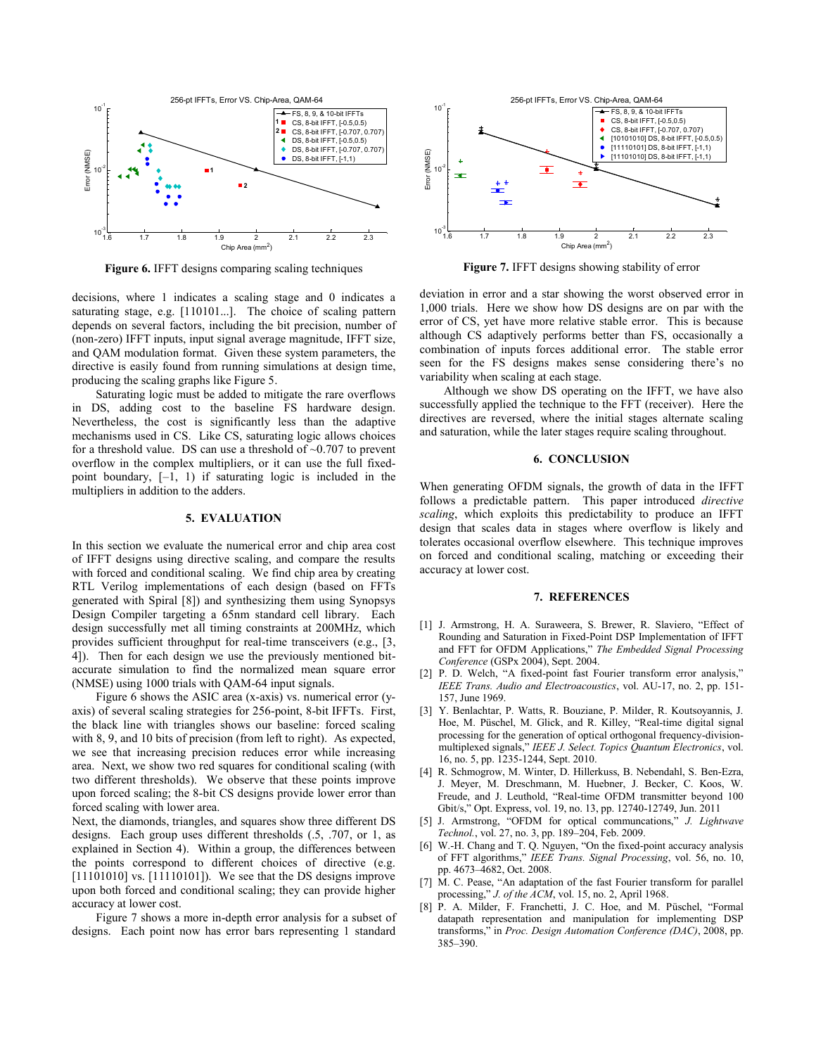256-pt IFFTs, Error VS. Chip-Area, QAM-64

Error (NMSE)

Chip Area (mm$^2$)

FS, 8, 9, & 10-bit IFFTs
1 CS, 8-bit IFFT, [-0.5,0.5)
2 CS, 8-bit IFFT, [-0.707, 0.707)
DS, 8-bit IFFT, [-0.5,0.5)
DS, 8-bit IFFT, [-0.707, 0.707)
DS, 8-bit IFFT, [-1,1)

**Figure 6.** IFFT designs comparing scaling techniques

256-pt IFFTs, Error VS. Chip-Area, QAM-64

Error (NMSE)

Chip Area (mm$^2$)

FS, 8, 9, & 10-bit IFFTs
CS, 8-bit IFFT, [-0.5,0.5)
CS, 8-bit IFFT, [-0.707, 0.707)
[10101010] DS, 8-bit IFFT, [-0.5,0.5)
[11110101] DS, 8-bit IFFT, [-1,1)
[11101010] DS, 8-bit IFFT, [-1,1)

**Figure 7.** IFFT designs showing stability of error

decisions, where 1 indicates a scaling stage and 0 indicates a saturating stage, e.g. [110101...]. The choice of scaling pattern depends on several factors, including the bit precision, number of (non-zero) IFFT inputs, input signal average magnitude, IFFT size, and QAM modulation format. Given these system parameters, the directive is easily found from running simulations at design time, producing the scaling graphs like Figure 5.

Saturating logic must be added to mitigate the rare overflows in DS, adding cost to the baseline FS hardware design. Nevertheless, the cost is significantly less than the adaptive mechanisms used in CS. Like CS, saturating logic allows choices for a threshold value. DS can use a threshold of ~0.707 to prevent overflow in the complex multipliers, or it can use the full fixed-point boundary, [–1, 1) if saturating logic is included in the multipliers in addition to the adders.

## 5. EVALUATION

In this section we evaluate the numerical error and chip area cost of IFFT designs using directive scaling, and compare the results with forced and conditional scaling. We find chip area by creating RTL Verilog implementations of each design (based on FFTs generated with Spiral [8]) and synthesizing them using Synopsys Design Compiler targeting a 65nm standard cell library. Each design successfully met all timing constraints at 200MHz, which provides sufficient throughput for real-time transceivers (e.g., [3, 4]). Then for each design we use the previously mentioned bit-accurate simulation to find the normalized mean square error (NMSE) using 1000 trials with QAM-64 input signals.

Figure 6 shows the ASIC area (x-axis) vs. numerical error (y-axis) of several scaling strategies for 256-point, 8-bit IFFTs. First, the black line with triangles shows our baseline: forced scaling with 8, 9, and 10 bits of precision (from left to right). As expected, we see that increasing precision reduces error while increasing area. Next, we show two red squares for conditional scaling (with two different thresholds). We observe that these points improve upon forced scaling; the 8-bit CS designs provide lower error than forced scaling with lower area.

Next, the diamonds, triangles, and squares show three different DS designs. Each group uses different thresholds (.5, .707, or 1, as explained in Section 4). Within a group, the differences between the points correspond to different choices of directive (e.g. [11101010] vs. [11110101]). We see that the DS designs improve upon both forced and conditional scaling; they can provide higher accuracy at lower cost.

Figure 7 shows a more in-depth error analysis for a subset of designs. Each point now has error bars representing 1 standard deviation in error and a star showing the worst observed error in 1,000 trials. Here we show how DS designs are on par with the error of CS, yet have more relative stable error. This is because although CS adaptively performs better than FS, occasionally a combination of inputs forces additional error. The stable error seen for the FS designs makes sense considering there's no variability when scaling at each stage.

Although we show DS operating on the IFFT, we have also successfully applied the technique to the FFT (receiver). Here the directives are reversed, where the initial stages alternate scaling and saturation, while the later stages require scaling throughout.

## 6. CONCLUSION

When generating OFDM signals, the growth of data in the IFFT follows a predictable pattern. This paper introduced *directive scaling*, which exploits this predictability to produce an IFFT design that scales data in stages where overflow is likely and tolerates occasional overflow elsewhere. This technique improves on forced and conditional scaling, matching or exceeding their accuracy at lower cost.

## 7. REFERENCES

[1] J. Armstrong, H. A. Suraweera, S. Brewer, R. Slaviero, "Effect of Rounding and Saturation in Fixed-Point DSP Implementation of IFFT and FFT for OFDM Applications," *The Embedded Signal Processing Conference* (GSPx 2004), Sept. 2004.

[2] P. D. Welch, "A fixed-point fast Fourier transform error analysis," *IEEE Trans. Audio and Electroacoustics*, vol. AU-17, no. 2, pp. 151-157, June 1969.

[3] Y. Benlachtar, P. Watts, R. Bouziane, P. Milder, R. Koutsoyannis, J. Hoe, M. Püschel, M. Glick, and R. Killey, "Real-time digital signal processing for the generation of optical orthogonal frequency-division-multiplexed signals," *IEEE J. Select. Topics Quantum Electronics*, vol. 16, no. 5, pp. 1235-1244, Sept. 2010.

[4] R. Schmogrow, M. Winter, D. Hillerkuss, B. Nebendahl, S. Ben-Ezra, J. Meyer, M. Dreschmann, M. Huebner, J. Becker, C. Koos, W. Freude, and J. Leuthold, "Real-time OFDM transmitter beyond 100 Gbit/s," Opt. Express, vol. 19, no. 13, pp. 12740-12749, Jun. 2011

[5] J. Armstrong, "OFDM for optical communcations," *J. Lightwave Technol.*, vol. 27, no. 3, pp. 189–204, Feb. 2009.

[6] W.-H. Chang and T. Q. Nguyen, "On the fixed-point accuracy analysis of FFT algorithms," *IEEE Trans. Signal Processing*, vol. 56, no. 10, pp. 4673–4682, Oct. 2008.

[7] M. C. Pease, "An adaptation of the fast Fourier transform for parallel processing," *J. of the ACM*, vol. 15, no. 2, April 1968.

[8] P. A. Milder, F. Franchetti, J. C. Hoe, and M. Püschel, "Formal datapath representation and manipulation for implementing DSP transforms," in *Proc. Design Automation Conference (DAC)*, 2008, pp. 385–390.